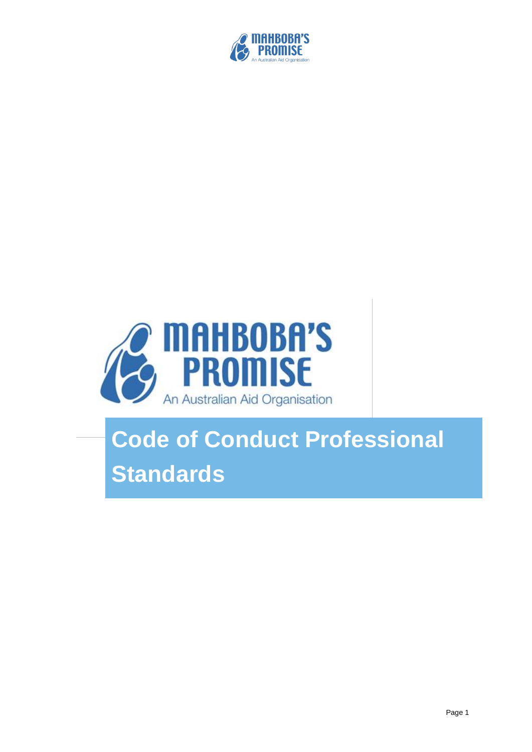MAHBOBA'S PROMISE

An Australian Aid Organisation

# Code of Conduct Professional Standards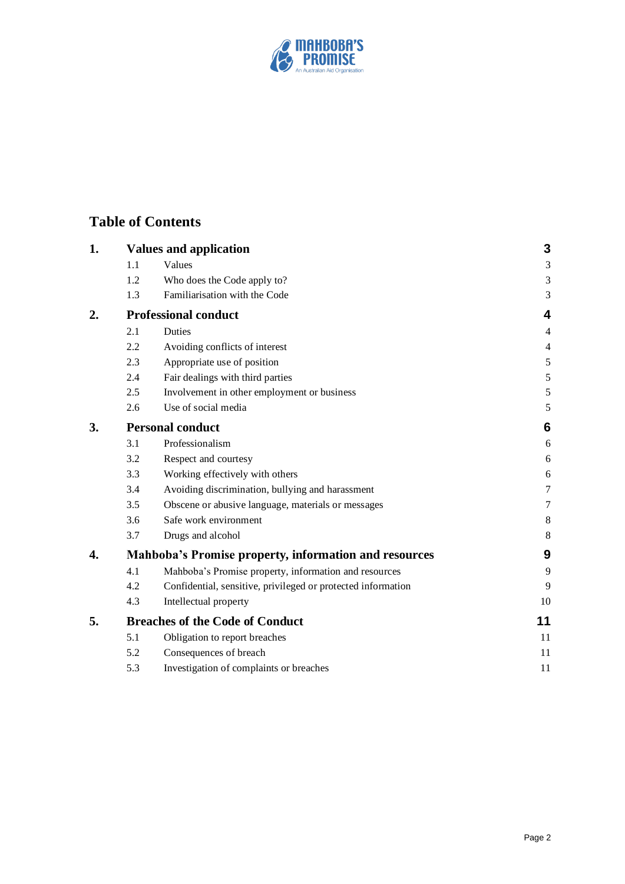## Table of Contents

| | | | |
|---|---|---|---|
| **1.** | **Values and application** | | **3** |
| | 1.1 | Values | 3 |
| | 1.2 | Who does the Code apply to? | 3 |
| | 1.3 | Familiarisation with the Code | 3 |
| **2.** | **Professional conduct** | | **4** |
| | 2.1 | Duties | 4 |
| | 2.2 | Avoiding conflicts of interest | 4 |
| | 2.3 | Appropriate use of position | 5 |
| | 2.4 | Fair dealings with third parties | 5 |
| | 2.5 | Involvement in other employment or business | 5 |
| | 2.6 | Use of social media | 5 |
| **3.** | **Personal conduct** | | **6** |
| | 3.1 | Professionalism | 6 |
| | 3.2 | Respect and courtesy | 6 |
| | 3.3 | Working effectively with others | 6 |
| | 3.4 | Avoiding discrimination, bullying and harassment | 7 |
| | 3.5 | Obscene or abusive language, materials or messages | 7 |
| | 3.6 | Safe work environment | 8 |
| | 3.7 | Drugs and alcohol | 8 |
| **4.** | **Mahboba's Promise property, information and resources** | | **9** |
| | 4.1 | Mahboba's Promise property, information and resources | 9 |
| | 4.2 | Confidential, sensitive, privileged or protected information | 9 |
| | 4.3 | Intellectual property | 10 |
| **5.** | **Breaches of the Code of Conduct** | | **11** |
| | 5.1 | Obligation to report breaches | 11 |
| | 5.2 | Consequences of breach | 11 |
| | 5.3 | Investigation of complaints or breaches | 11 |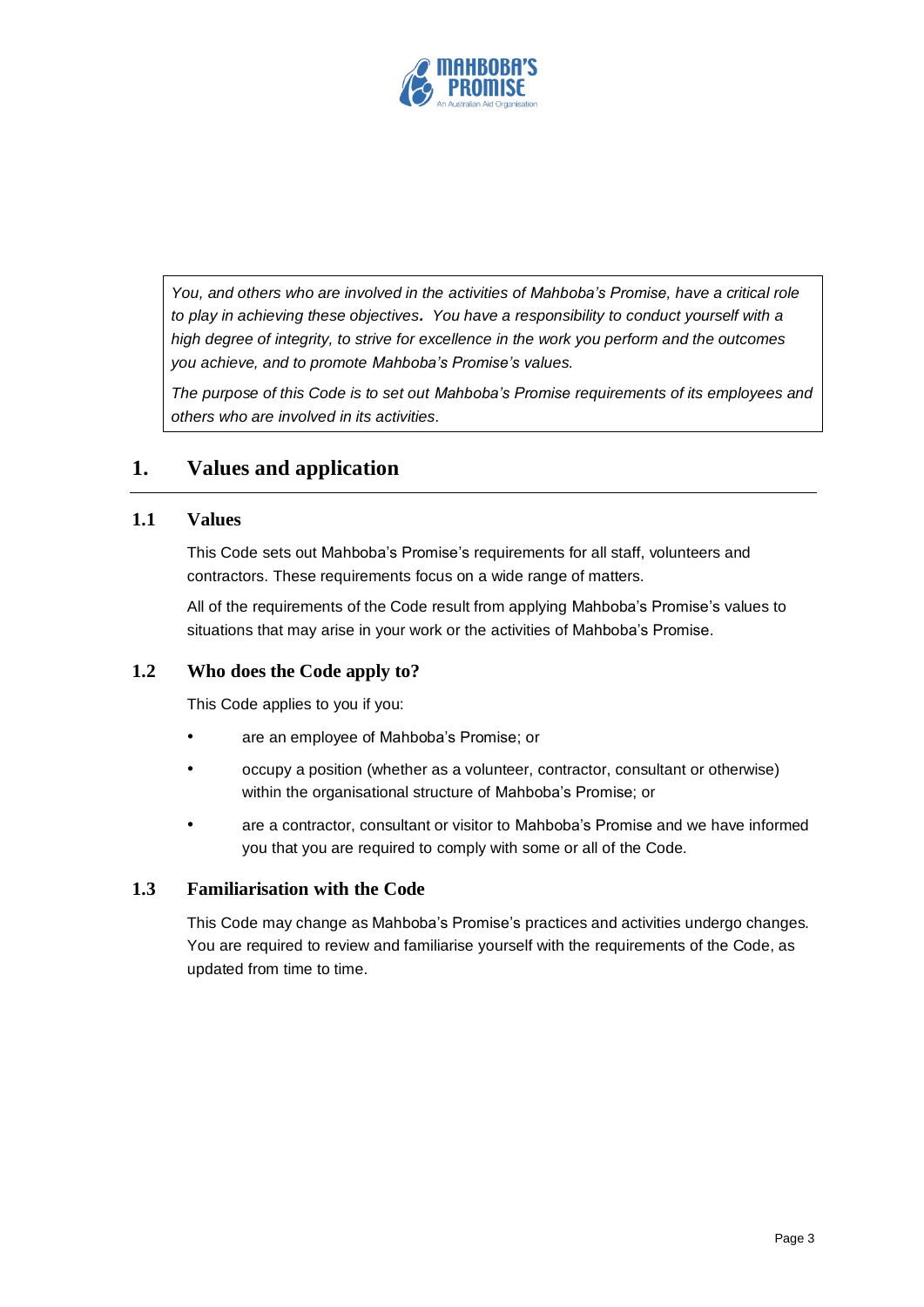*You, and others who are involved in the activities of Mahboba's Promise, have a critical role to play in achieving these objectives. You have a responsibility to conduct yourself with a high degree of integrity, to strive for excellence in the work you perform and the outcomes you achieve, and to promote Mahboba's Promise's values.*

*The purpose of this Code is to set out Mahboba's Promise requirements of its employees and others who are involved in its activities.*

# 1. Values and application

## 1.1 Values

This Code sets out Mahboba's Promise's requirements for all staff, volunteers and contractors. These requirements focus on a wide range of matters.

All of the requirements of the Code result from applying Mahboba's Promise's values to situations that may arise in your work or the activities of Mahboba's Promise.

## 1.2 Who does the Code apply to?

This Code applies to you if you:

- are an employee of Mahboba's Promise; or
- occupy a position (whether as a volunteer, contractor, consultant or otherwise) within the organisational structure of Mahboba's Promise; or
- are a contractor, consultant or visitor to Mahboba's Promise and we have informed you that you are required to comply with some or all of the Code.

## 1.3 Familiarisation with the Code

This Code may change as Mahboba's Promise's practices and activities undergo changes. You are required to review and familiarise yourself with the requirements of the Code, as updated from time to time.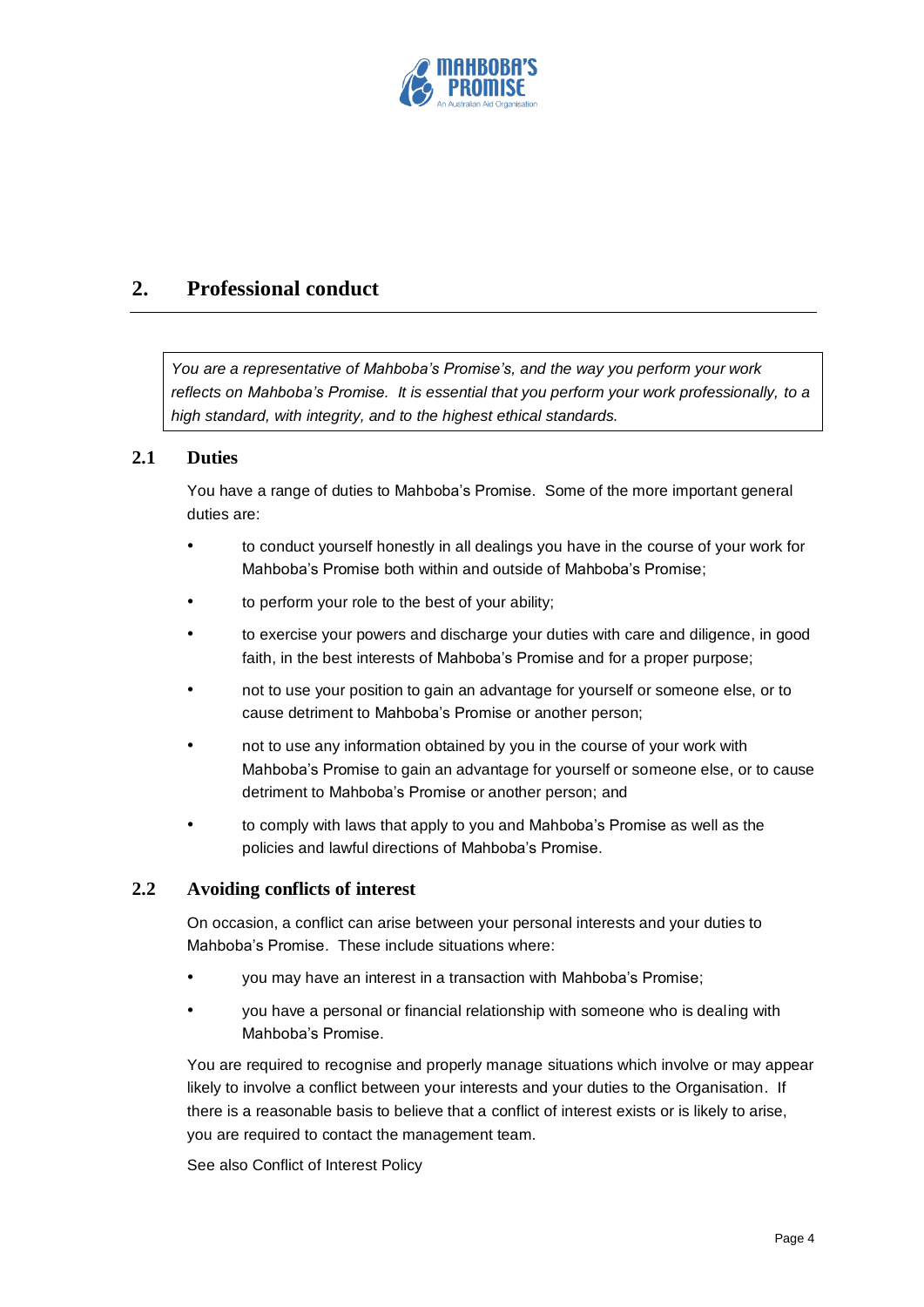## 2. Professional conduct

> *You are a representative of Mahboba's Promise's, and the way you perform your work reflects on Mahboba's Promise. It is essential that you perform your work professionally, to a high standard, with integrity, and to the highest ethical standards.*

### 2.1 Duties

You have a range of duties to Mahboba's Promise. Some of the more important general duties are:

- to conduct yourself honestly in all dealings you have in the course of your work for Mahboba's Promise both within and outside of Mahboba's Promise;
- to perform your role to the best of your ability;
- to exercise your powers and discharge your duties with care and diligence, in good faith, in the best interests of Mahboba's Promise and for a proper purpose;
- not to use your position to gain an advantage for yourself or someone else, or to cause detriment to Mahboba's Promise or another person;
- not to use any information obtained by you in the course of your work with Mahboba's Promise to gain an advantage for yourself or someone else, or to cause detriment to Mahboba's Promise or another person; and
- to comply with laws that apply to you and Mahboba's Promise as well as the policies and lawful directions of Mahboba's Promise.

### 2.2 Avoiding conflicts of interest

On occasion, a conflict can arise between your personal interests and your duties to Mahboba's Promise. These include situations where:

- you may have an interest in a transaction with Mahboba's Promise;
- you have a personal or financial relationship with someone who is dealing with Mahboba's Promise.

You are required to recognise and properly manage situations which involve or may appear likely to involve a conflict between your interests and your duties to the Organisation. If there is a reasonable basis to believe that a conflict of interest exists or is likely to arise, you are required to contact the management team.

See also Conflict of Interest Policy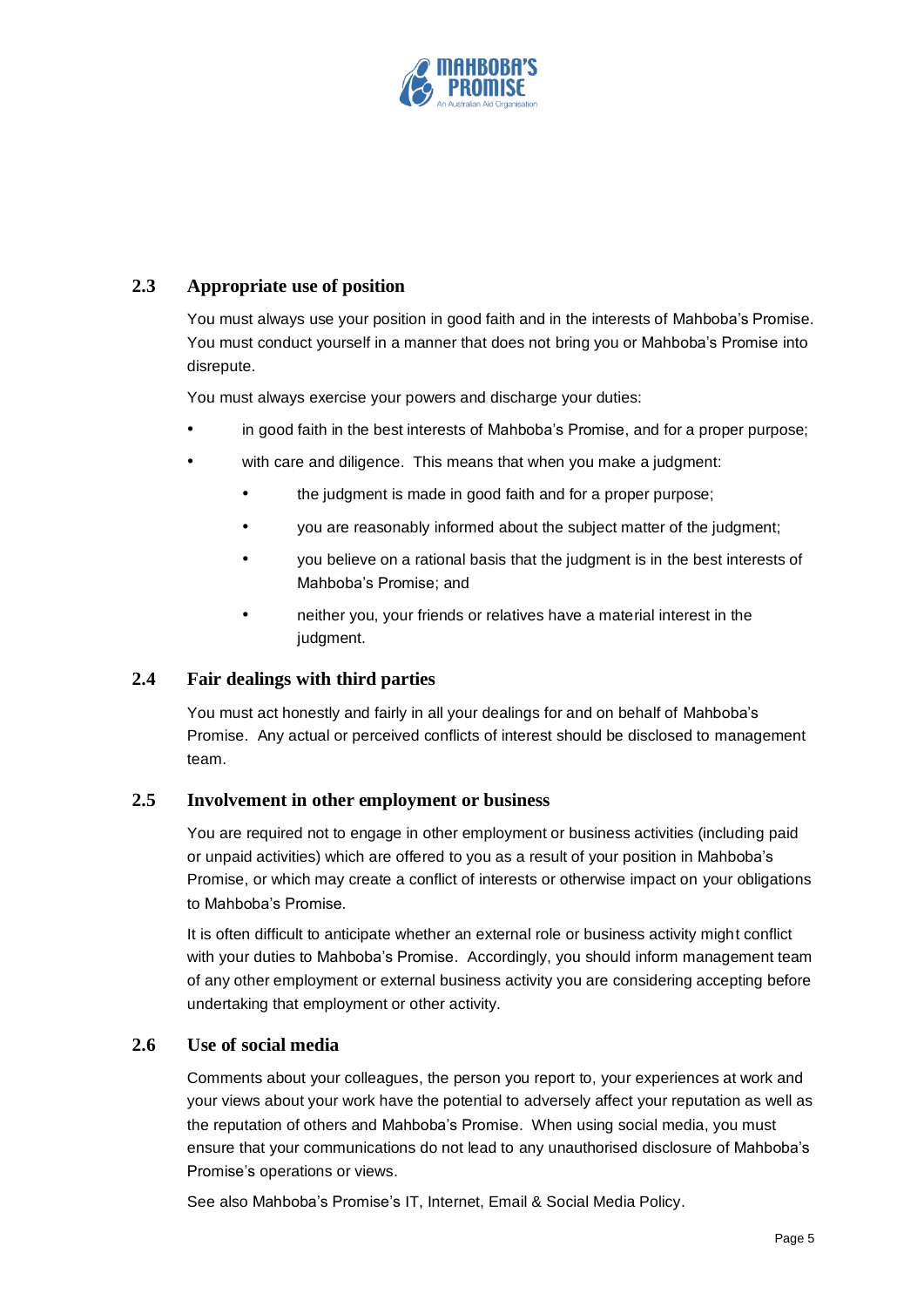## 2.3 Appropriate use of position

You must always use your position in good faith and in the interests of Mahboba's Promise. You must conduct yourself in a manner that does not bring you or Mahboba's Promise into disrepute.

You must always exercise your powers and discharge your duties:

- in good faith in the best interests of Mahboba's Promise, and for a proper purpose;
- with care and diligence. This means that when you make a judgment:
  - the judgment is made in good faith and for a proper purpose;
  - you are reasonably informed about the subject matter of the judgment;
  - you believe on a rational basis that the judgment is in the best interests of Mahboba's Promise; and
  - neither you, your friends or relatives have a material interest in the judgment.

## 2.4 Fair dealings with third parties

You must act honestly and fairly in all your dealings for and on behalf of Mahboba's Promise. Any actual or perceived conflicts of interest should be disclosed to management team.

## 2.5 Involvement in other employment or business

You are required not to engage in other employment or business activities (including paid or unpaid activities) which are offered to you as a result of your position in Mahboba's Promise, or which may create a conflict of interests or otherwise impact on your obligations to Mahboba's Promise.

It is often difficult to anticipate whether an external role or business activity might conflict with your duties to Mahboba's Promise. Accordingly, you should inform management team of any other employment or external business activity you are considering accepting before undertaking that employment or other activity.

## 2.6 Use of social media

Comments about your colleagues, the person you report to, your experiences at work and your views about your work have the potential to adversely affect your reputation as well as the reputation of others and Mahboba's Promise. When using social media, you must ensure that your communications do not lead to any unauthorised disclosure of Mahboba's Promise's operations or views.

See also Mahboba's Promise's IT, Internet, Email & Social Media Policy.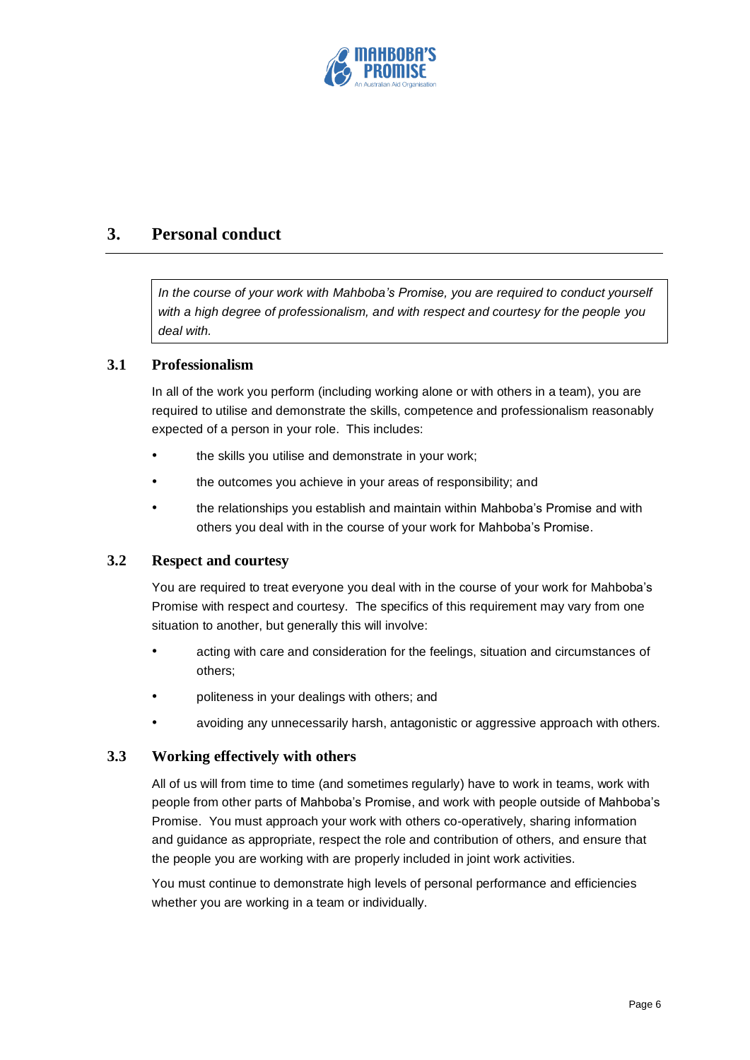## 3. Personal conduct

> *In the course of your work with Mahboba's Promise, you are required to conduct yourself with a high degree of professionalism, and with respect and courtesy for the people you deal with.*

### 3.1 Professionalism

In all of the work you perform (including working alone or with others in a team), you are required to utilise and demonstrate the skills, competence and professionalism reasonably expected of a person in your role. This includes:

- the skills you utilise and demonstrate in your work;
- the outcomes you achieve in your areas of responsibility; and
- the relationships you establish and maintain within Mahboba's Promise and with others you deal with in the course of your work for Mahboba's Promise.

### 3.2 Respect and courtesy

You are required to treat everyone you deal with in the course of your work for Mahboba's Promise with respect and courtesy. The specifics of this requirement may vary from one situation to another, but generally this will involve:

- acting with care and consideration for the feelings, situation and circumstances of others;
- politeness in your dealings with others; and
- avoiding any unnecessarily harsh, antagonistic or aggressive approach with others.

### 3.3 Working effectively with others

All of us will from time to time (and sometimes regularly) have to work in teams, work with people from other parts of Mahboba's Promise, and work with people outside of Mahboba's Promise. You must approach your work with others co-operatively, sharing information and guidance as appropriate, respect the role and contribution of others, and ensure that the people you are working with are properly included in joint work activities.

You must continue to demonstrate high levels of personal performance and efficiencies whether you are working in a team or individually.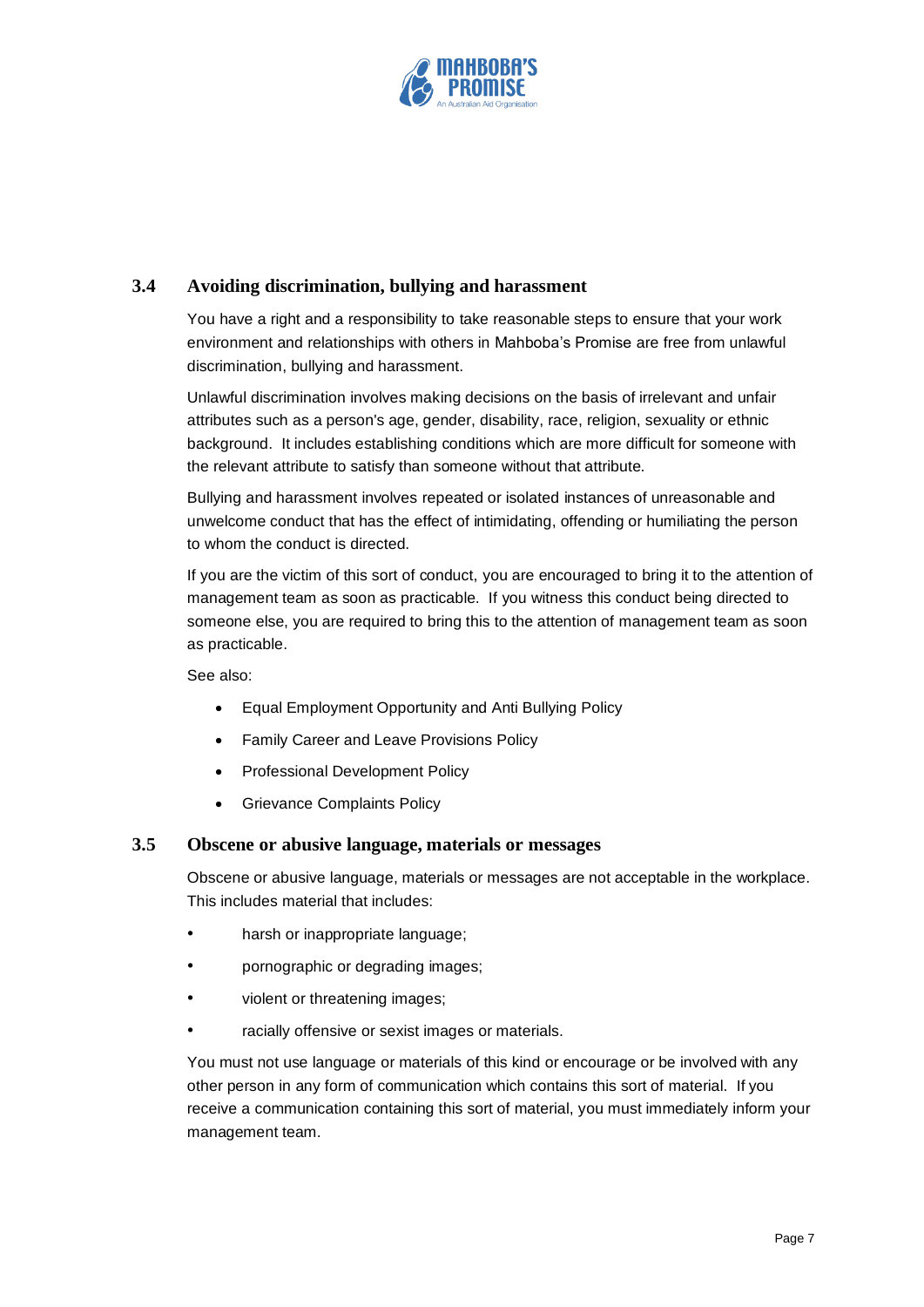## 3.4 Avoiding discrimination, bullying and harassment

You have a right and a responsibility to take reasonable steps to ensure that your work environment and relationships with others in Mahboba's Promise are free from unlawful discrimination, bullying and harassment.

Unlawful discrimination involves making decisions on the basis of irrelevant and unfair attributes such as a person's age, gender, disability, race, religion, sexuality or ethnic background. It includes establishing conditions which are more difficult for someone with the relevant attribute to satisfy than someone without that attribute.

Bullying and harassment involves repeated or isolated instances of unreasonable and unwelcome conduct that has the effect of intimidating, offending or humiliating the person to whom the conduct is directed.

If you are the victim of this sort of conduct, you are encouraged to bring it to the attention of management team as soon as practicable. If you witness this conduct being directed to someone else, you are required to bring this to the attention of management team as soon as practicable.

See also:

- Equal Employment Opportunity and Anti Bullying Policy
- Family Career and Leave Provisions Policy
- Professional Development Policy
- Grievance Complaints Policy

## 3.5 Obscene or abusive language, materials or messages

Obscene or abusive language, materials or messages are not acceptable in the workplace. This includes material that includes:

- harsh or inappropriate language;
- pornographic or degrading images;
- violent or threatening images;
- racially offensive or sexist images or materials.

You must not use language or materials of this kind or encourage or be involved with any other person in any form of communication which contains this sort of material. If you receive a communication containing this sort of material, you must immediately inform your management team.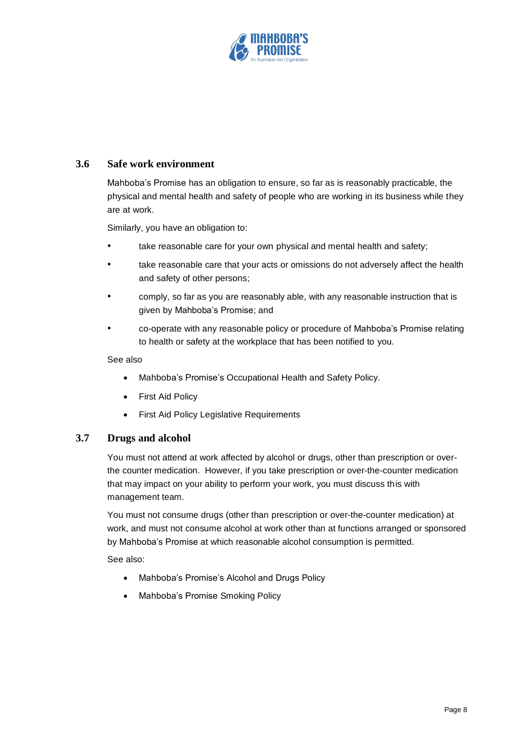### 3.6 Safe work environment

Mahboba's Promise has an obligation to ensure, so far as is reasonably practicable, the physical and mental health and safety of people who are working in its business while they are at work.

Similarly, you have an obligation to:

- take reasonable care for your own physical and mental health and safety;
- take reasonable care that your acts or omissions do not adversely affect the health and safety of other persons;
- comply, so far as you are reasonably able, with any reasonable instruction that is given by Mahboba's Promise; and
- co-operate with any reasonable policy or procedure of Mahboba's Promise relating to health or safety at the workplace that has been notified to you.

See also

- Mahboba's Promise's Occupational Health and Safety Policy.
- First Aid Policy
- First Aid Policy Legislative Requirements

### 3.7 Drugs and alcohol

You must not attend at work affected by alcohol or drugs, other than prescription or over-the counter medication. However, if you take prescription or over-the-counter medication that may impact on your ability to perform your work, you must discuss this with management team.

You must not consume drugs (other than prescription or over-the-counter medication) at work, and must not consume alcohol at work other than at functions arranged or sponsored by Mahboba's Promise at which reasonable alcohol consumption is permitted.

See also:

- Mahboba's Promise's Alcohol and Drugs Policy
- Mahboba's Promise Smoking Policy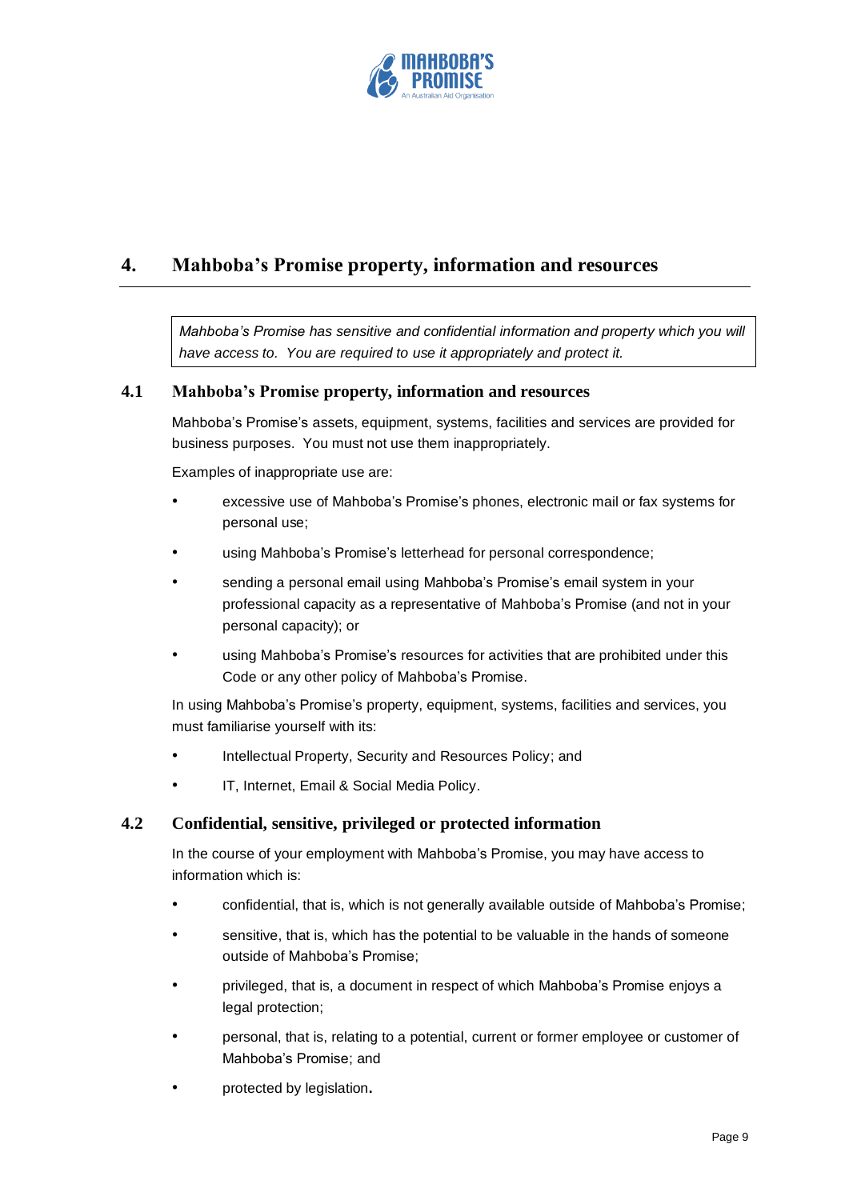## 4. Mahboba's Promise property, information and resources

> *Mahboba's Promise has sensitive and confidential information and property which you will have access to. You are required to use it appropriately and protect it.*

### 4.1 Mahboba's Promise property, information and resources

Mahboba's Promise's assets, equipment, systems, facilities and services are provided for business purposes. You must not use them inappropriately.

Examples of inappropriate use are:

- excessive use of Mahboba's Promise's phones, electronic mail or fax systems for personal use;
- using Mahboba's Promise's letterhead for personal correspondence;
- sending a personal email using Mahboba's Promise's email system in your professional capacity as a representative of Mahboba's Promise (and not in your personal capacity); or
- using Mahboba's Promise's resources for activities that are prohibited under this Code or any other policy of Mahboba's Promise.

In using Mahboba's Promise's property, equipment, systems, facilities and services, you must familiarise yourself with its:

- Intellectual Property, Security and Resources Policy; and
- IT, Internet, Email & Social Media Policy.

### 4.2 Confidential, sensitive, privileged or protected information

In the course of your employment with Mahboba's Promise, you may have access to information which is:

- confidential, that is, which is not generally available outside of Mahboba's Promise;
- sensitive, that is, which has the potential to be valuable in the hands of someone outside of Mahboba's Promise;
- privileged, that is, a document in respect of which Mahboba's Promise enjoys a legal protection;
- personal, that is, relating to a potential, current or former employee or customer of Mahboba's Promise; and
- protected by legislation.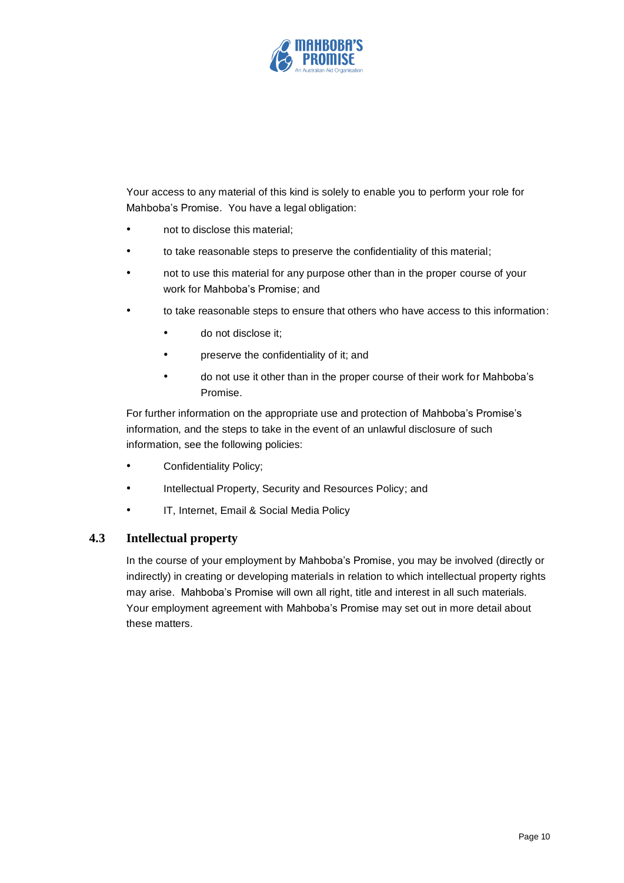Your access to any material of this kind is solely to enable you to perform your role for Mahboba's Promise. You have a legal obligation:

- not to disclose this material;
- to take reasonable steps to preserve the confidentiality of this material;
- not to use this material for any purpose other than in the proper course of your work for Mahboba's Promise; and
- to take reasonable steps to ensure that others who have access to this information:
  - do not disclose it;
  - preserve the confidentiality of it; and
  - do not use it other than in the proper course of their work for Mahboba's Promise.

For further information on the appropriate use and protection of Mahboba's Promise's information, and the steps to take in the event of an unlawful disclosure of such information, see the following policies:

- Confidentiality Policy;
- Intellectual Property, Security and Resources Policy; and
- IT, Internet, Email & Social Media Policy

## 4.3 Intellectual property

In the course of your employment by Mahboba's Promise, you may be involved (directly or indirectly) in creating or developing materials in relation to which intellectual property rights may arise. Mahboba's Promise will own all right, title and interest in all such materials. Your employment agreement with Mahboba's Promise may set out in more detail about these matters.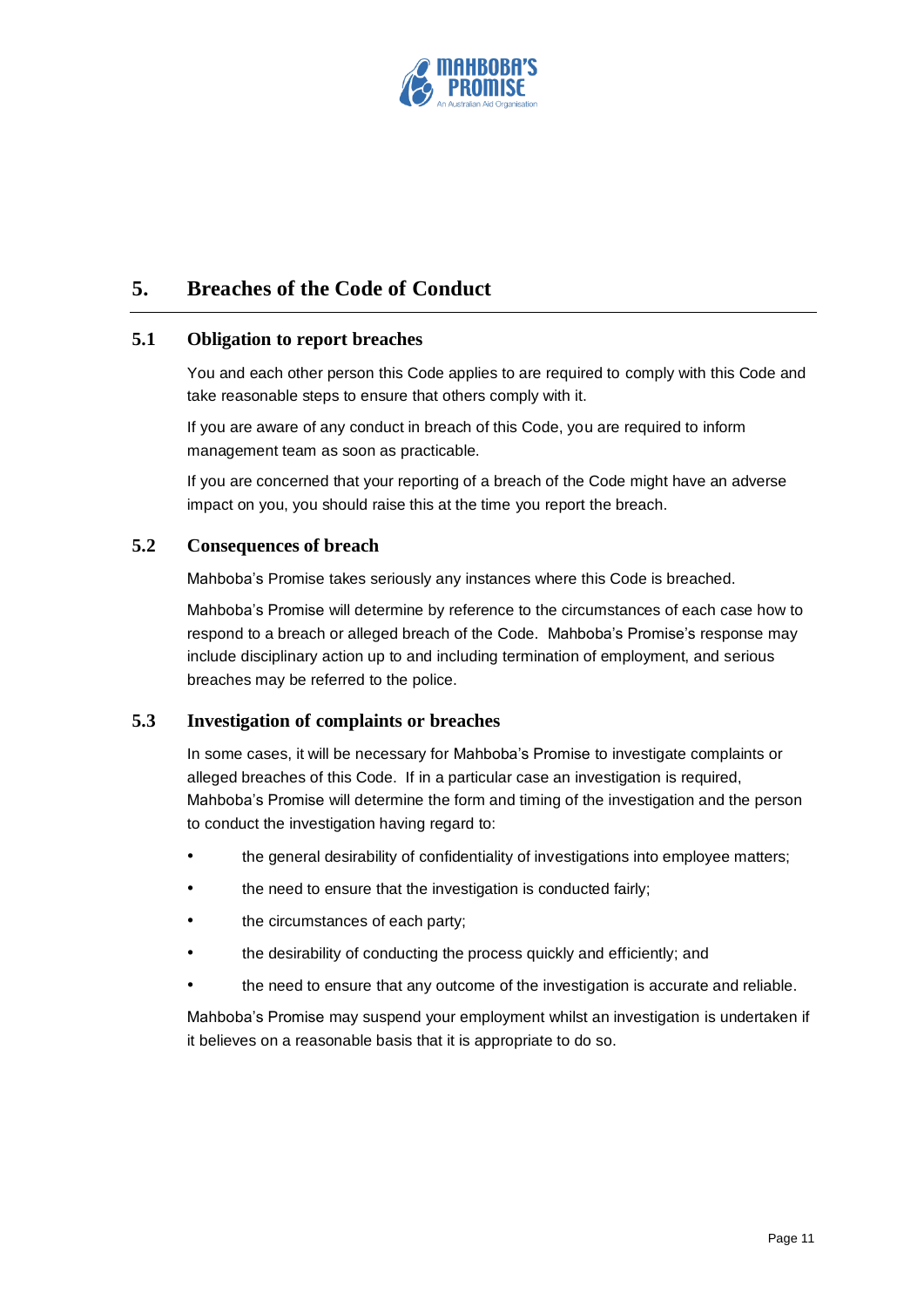## 5. Breaches of the Code of Conduct

### 5.1 Obligation to report breaches

You and each other person this Code applies to are required to comply with this Code and take reasonable steps to ensure that others comply with it.

If you are aware of any conduct in breach of this Code, you are required to inform management team as soon as practicable.

If you are concerned that your reporting of a breach of the Code might have an adverse impact on you, you should raise this at the time you report the breach.

### 5.2 Consequences of breach

Mahboba's Promise takes seriously any instances where this Code is breached.

Mahboba's Promise will determine by reference to the circumstances of each case how to respond to a breach or alleged breach of the Code. Mahboba's Promise's response may include disciplinary action up to and including termination of employment, and serious breaches may be referred to the police.

### 5.3 Investigation of complaints or breaches

In some cases, it will be necessary for Mahboba's Promise to investigate complaints or alleged breaches of this Code. If in a particular case an investigation is required, Mahboba's Promise will determine the form and timing of the investigation and the person to conduct the investigation having regard to:

- the general desirability of confidentiality of investigations into employee matters;
- the need to ensure that the investigation is conducted fairly;
- the circumstances of each party;
- the desirability of conducting the process quickly and efficiently; and
- the need to ensure that any outcome of the investigation is accurate and reliable.

Mahboba's Promise may suspend your employment whilst an investigation is undertaken if it believes on a reasonable basis that it is appropriate to do so.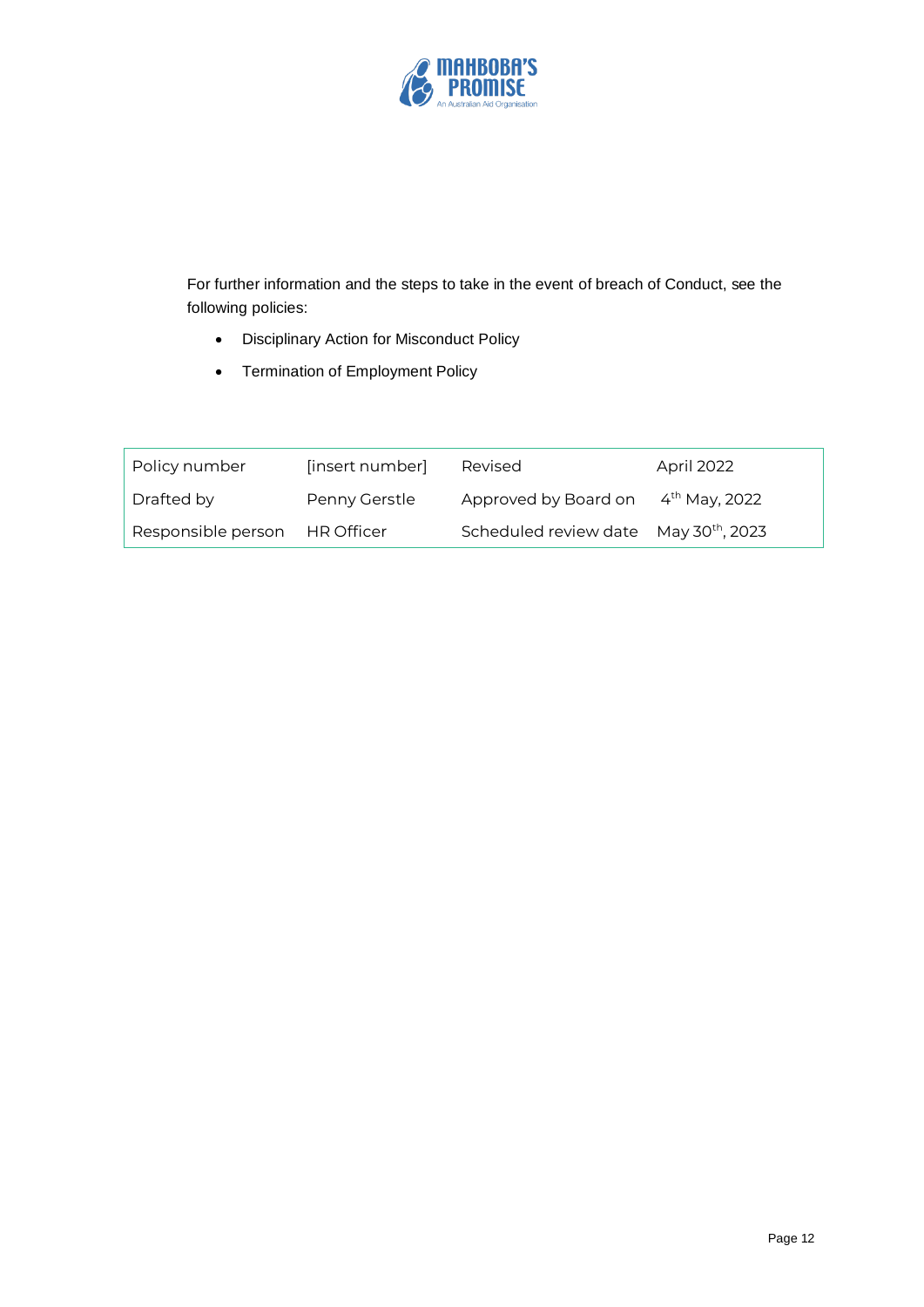For further information and the steps to take in the event of breach of Conduct, see the following policies:

- Disciplinary Action for Misconduct Policy
- Termination of Employment Policy

| | | | |
|---|---|---|---|
| Policy number | [insert number] | Revised | April 2022 |
| Drafted by | Penny Gerstle | Approved by Board on | 4th May, 2022 |
| Responsible person | HR Officer | Scheduled review date | May 30th, 2023 |